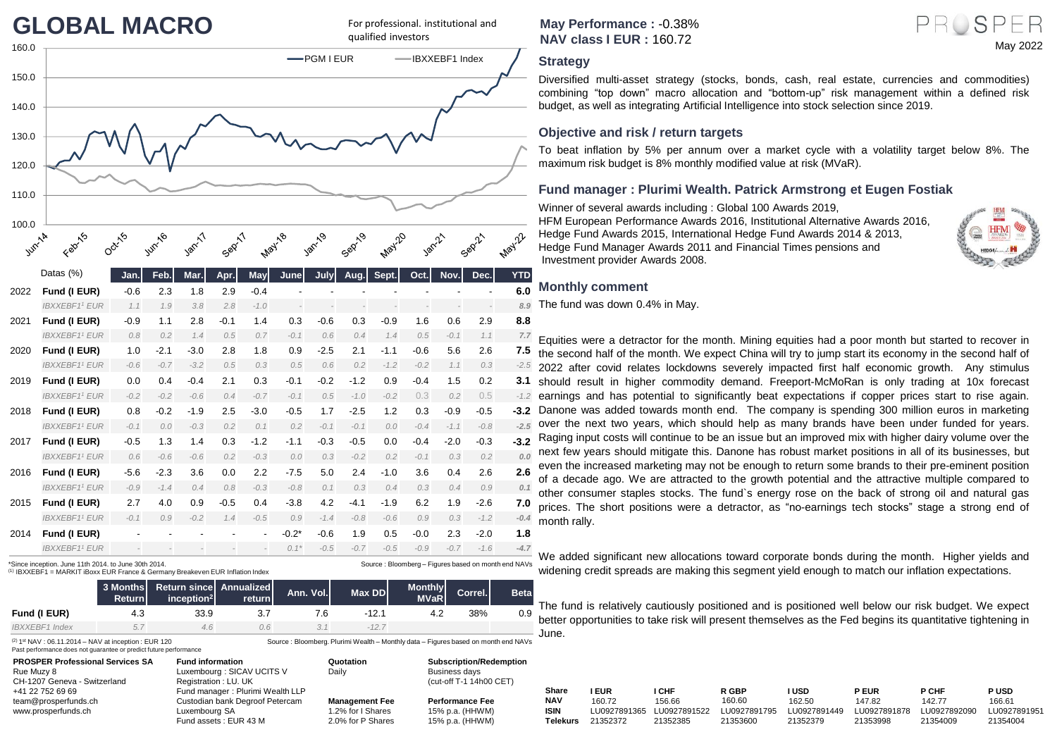# GLOBAL MACRO

For professional. institutional and qualified investors

**May Performance :** -0.38%
**NAV class I EUR :** 160.72

PROSPER

May 2022

PGM I EUR — IBXXEBF1 Index

| Datas (%) | | Jan. | Feb. | Mar. | Apr. | May | June | July | Aug. | Sept. | Oct. | Nov. | Dec. | YTD |
|---|---|---|---|---|---|---|---|---|---|---|---|---|---|---|
| 2022 | **Fund (I EUR)** | -0.6 | 2.3 | 1.8 | 2.9 | -0.4 | - | - | - | - | - | - | - | **6.0** |
| | *IBXXEBF1[1] EUR* | *1.1* | *1.9* | *3.8* | *2.8* | *-1.0* | *-* | *-* | *-* | *-* | *-* | *-* | *-* | *8.9* |
| 2021 | **Fund (I EUR)** | -0.9 | 1.1 | 2.8 | -0.1 | 1.4 | 0.3 | -0.6 | 0.3 | -0.9 | 1.6 | 0.6 | 2.9 | **8.8** |
| | *IBXXEBF1[1] EUR* | *0.8* | *0.2* | *1.4* | *0.5* | *0.7* | *-0.1* | *0.6* | *0.4* | *1.4* | *0.5* | *-0.1* | *1.1* | *7.7* |
| 2020 | **Fund (I EUR)** | 1.0 | -2.1 | -3.0 | 2.8 | 1.8 | 0.9 | -2.5 | 2.1 | -1.1 | -0.6 | 5.6 | 2.6 | **7.5** |
| | *IBXXEBF1[1] EUR* | *-0.6* | *-0.7* | *-3.2* | *0.5* | *0.3* | *0.5* | *0.6* | *0.2* | *-1.2* | *-0.2* | *1.1* | *0.3* | *-2.5* |
| 2019 | **Fund (I EUR)** | 0.0 | 0.4 | -0.4 | 2.1 | 0.3 | -0.1 | -0.2 | -1.2 | 0.9 | -0.4 | 1.5 | 0.2 | **3.1** |
| | *IBXXEBF1[1] EUR* | *-0.2* | *-0.2* | *-0.6* | *0.4* | *-0.7* | *-0.1* | *0.5* | *-1.0* | *-0.2* | 0.3 | *0.2* | 0.5 | *-1.2* |
| 2018 | **Fund (I EUR)** | 0.8 | -0.2 | -1.9 | 2.5 | -3.0 | -0.5 | 1.7 | -2.5 | 1.2 | 0.3 | -0.9 | -0.5 | **-3.2** |
| | *IBXXEBF1[1] EUR* | *-0.1* | *0.0* | *-0.3* | *0.2* | *0.1* | *0.2* | *-0.1* | *-0.1* | *0.0* | *-0.4* | *-1.1* | *-0.8* | *-2.5* |
| 2017 | **Fund (I EUR)** | -0.5 | 1.3 | 1.4 | 0.3 | -1.2 | -1.1 | -0.3 | -0.5 | 0.0 | -0.4 | -2.0 | -0.3 | **-3.2** |
| | *IBXXEBF1[1] EUR* | *0.6* | *-0.6* | *-0.6* | *0.2* | *-0.3* | *0.0* | *0.3* | *-0.2* | *0.2* | *-0.1* | *0.3* | *0.2* | *0.0* |
| 2016 | **Fund (I EUR)** | -5.6 | -2.3 | 3.6 | 0.0 | 2.2 | -7.5 | 5.0 | 2.4 | -1.0 | 3.6 | 0.4 | 2.6 | **2.6** |
| | *IBXXEBF1[1] EUR* | *-0.9* | *-1.4* | *0.4* | *0.8* | *-0.3* | *-0.8* | *0.1* | *0.3* | *0.4* | *0.3* | *0.4* | *0.9* | *0.1* |
| 2015 | **Fund (I EUR)** | 2.7 | 4.0 | 0.9 | -0.5 | 0.4 | -3.8 | 4.2 | -4.1 | -1.9 | 6.2 | 1.9 | -2.6 | **7.0** |
| | *IBXXEBF1[1] EUR* | *-0.1* | *0.9* | *-0.2* | *1.4* | *-0.5* | *0.9* | *-1.4* | *-0.8* | *-0.6* | *0.9* | *0.3* | *-1.2* | *-0.4* |
| 2014 | **Fund (I EUR)** | - | - | - | - | - | -0.2* | -0.6 | 1.9 | 0.5 | -0.0 | 2.3 | -2.0 | **1.8** |
| | *IBXXEBF1[1] EUR* | *-* | *-* | *-* | *-* | *-* | *0.1** | *-0.5* | *-0.7* | *-0.5* | *-0.9* | *-0.7* | *-1.6* | *-4.7* |

*Since inception. June 11th 2014. to June 30th 2014.
(1) IBXXEBF1 = MARKIT iBoxx EUR France & Germany Breakeven EUR Inflation Index

Source : Bloomberg – Figures based on month end NAVs

| | 3 Months Return | Return since inception[2] | Annualized return | Ann. Vol. | Max DD | Monthly MVaR | Correl. | Beta |
|---|---|---|---|---|---|---|---|---|
| **Fund (I EUR)** | 4.3 | 33.9 | 3.7 | 7.6 | -12.1 | 4.2 | 38% | 0.9 |
| *IBXXEBF Index* | *5.7* | *4.6* | *0.6* | *3.1* | *-12.7* | | | |

(2) 1st NAV : 06.11.2014 – NAV at inception : EUR 120
Past performance does not guarantee or predict future performance

Source : Bloomberg. Plurimi Wealth – Monthly data – Figures based on month end NAVs

## Strategy

Diversified multi-asset strategy (stocks, bonds, cash, real estate, currencies and commodities) combining "top down" macro allocation and "bottom-up" risk management within a defined risk budget, as well as integrating Artificial Intelligence into stock selection since 2019.

## Objective and risk / return targets

To beat inflation by 5% per annum over a market cycle with a volatility target below 8%. The maximum risk budget is 8% monthly modified value at risk (MVaR).

## Fund manager : Plurimi Wealth. Patrick Armstrong et Eugen Fostiak

Winner of several awards including : Global 100 Awards 2019, HFM European Performance Awards 2016, Institutional Alternative Awards 2016, Hedge Fund Awards 2015, International Hedge Fund Awards 2014 & 2013, Hedge Fund Manager Awards 2011 and Financial Times pensions and Investment provider Awards 2008.

## Monthly comment

The fund was down 0.4% in May.

Equities were a detractor for the month. Mining equities had a poor month but started to recover in the second half of the month. We expect China will try to jump start its economy in the second half of 2022 after covid relates lockdowns severely impacted first half economic growth. Any stimulus should result in higher commodity demand. Freeport-McMoRan is only trading at 10x forecast earnings and has potential to significantly beat expectations if copper prices start to rise again. Danone was added towards month end. The company is spending 300 million euros in marketing over the next two years, which should help as many brands have been under funded for years. Raging input costs will continue to be an issue but an improved mix with higher dairy volume over the next few years should mitigate this. Danone has robust market positions in all of its businesses, but even the increased marketing may not be enough to return some brands to their pre-eminent position of a decade ago. We are attracted to the growth potential and the attractive multiple compared to other consumer staples stocks. The fund`s energy rose on the back of strong oil and natural gas prices. The short positions were a detractor, as "no-earnings tech stocks" stage a strong end of month rally.

We added significant new allocations toward corporate bonds during the month. Higher yields and widening credit spreads are making this segment yield enough to match our inflation expectations.

The fund is relatively cautiously positioned and is positioned well below our risk budget. We expect better opportunities to take risk will present themselves as the Fed begins its quantitative tightening in June.

**PROSPER Professional Services SA**
Rue Muzy 8
CH-1207 Geneva - Switzerland
+41 22 752 69 69
team@prosperfunds.ch
www.prosperfunds.ch

**Fund information**
Luxembourg : SICAV UCITS V
Registration : LU. UK
Fund manager : Plurimi Wealth LLP
Custodian bank Degroof Petercam Luxembourg SA
Fund assets : EUR 43 M

**Quotation**
Daily

**Management Fee**
1.2% for I Shares
2.0% for P Shares

**Subscription/Redemption**
Business days
(cut-off T-1 14h00 CET)

**Performance Fee**
15% p.a. (HHWM)
15% p.a. (HHWM)

| Share | I EUR | I CHF | R GBP | I USD | P EUR | P CHF | P USD |
|---|---|---|---|---|---|---|---|
| NAV | 160.72 | 156.66 | 160.60 | 162.50 | 147.82 | 142.77 | 166.61 |
| ISIN | LU0927891365 | LU0927891522 | LU0927891795 | LU0927891449 | LU0927891878 | LU0927892090 | LU0927891951 |
| Telekurs | 21352372 | 21352385 | 21353600 | 21352379 | 21353998 | 21354009 | 21354004 |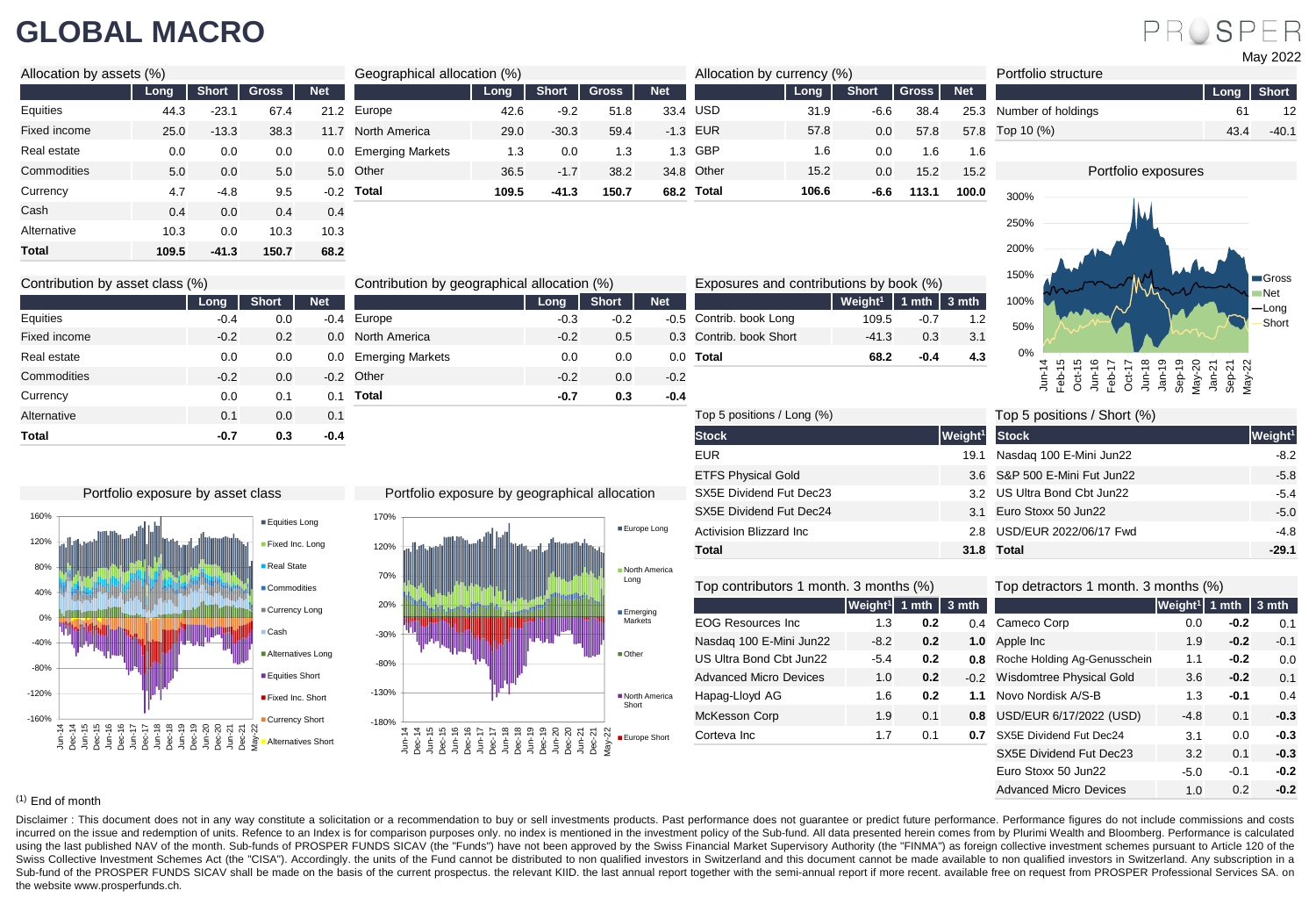# GLOBAL MACRO

PROSPER

May 2022

## Allocation by assets (%)

| | Long | Short | Gross | Net |
|---|---|---|---|---|
| Equities | 44.3 | -23.1 | 67.4 | 21.2 |
| Fixed income | 25.0 | -13.3 | 38.3 | 11.7 |
| Real estate | 0.0 | 0.0 | 0.0 | 0.0 |
| Commodities | 5.0 | 0.0 | 5.0 | 5.0 |
| Currency | 4.7 | -4.8 | 9.5 | -0.2 |
| Cash | 0.4 | 0.0 | 0.4 | 0.4 |
| Alternative | 10.3 | 0.0 | 10.3 | 10.3 |
| **Total** | **109.5** | **-41.3** | **150.7** | **68.2** |

## Geographical allocation (%)

| | Long | Short | Gross | Net |
|---|---|---|---|---|
| Europe | 42.6 | -9.2 | 51.8 | 33.4 |
| North America | 29.0 | -30.3 | 59.4 | -1.3 |
| Emerging Markets | 1.3 | 0.0 | 1.3 | 1.3 |
| Other | 36.5 | -1.7 | 38.2 | 34.8 |
| **Total** | **109.5** | **-41.3** | **150.7** | **68.2** |

## Allocation by currency (%)

| | Long | Short | Gross | Net |
|---|---|---|---|---|
| USD | 31.9 | -6.6 | 38.4 | 25.3 |
| EUR | 57.8 | 0.0 | 57.8 | 57.8 |
| GBP | 1.6 | 0.0 | 1.6 | 1.6 |
| Other | 15.2 | 0.0 | 15.2 | 15.2 |
| **Total** | **106.6** | **-6.6** | **113.1** | **100.0** |

## Portfolio structure

| | Long | Short |
|---|---|---|
| Number of holdings | 61 | 12 |
| Top 10 (%) | 43.4 | -40.1 |

### Portfolio exposures

300%
250%
200%
150%
100%
50%
0%
Jun-14 Feb-15 Oct-15 Jun-16 Feb-17 Oct-17 Jun-18 Jan-19 Sep-19 May-20 Jan-21 Sep-21 May-22
Gross
Net
Long
Short

## Contribution by asset class (%)

| | Long | Short | Net |
|---|---|---|---|
| Equities | -0.4 | 0.0 | -0.4 |
| Fixed income | -0.2 | 0.2 | 0.0 |
| Real estate | 0.0 | 0.0 | 0.0 |
| Commodities | -0.2 | 0.0 | -0.2 |
| Currency | 0.0 | 0.1 | 0.1 |
| Alternative | 0.1 | 0.0 | 0.1 |
| **Total** | **-0.7** | **0.3** | **-0.4** |

## Contribution by geographical allocation (%)

| | Long | Short | Net |
|---|---|---|---|
| Europe | -0.3 | -0.2 | -0.5 |
| North America | -0.2 | 0.5 | 0.3 |
| Emerging Markets | 0.0 | 0.0 | 0.0 |
| Other | -0.2 | 0.0 | -0.2 |
| **Total** | **-0.7** | **0.3** | **-0.4** |

## Exposures and contributions by book (%)

| | Weight[1] | 1 mth | 3 mth |
|---|---|---|---|
| Contrib. book Long | 109.5 | -0.7 | 1.2 |
| Contrib. book Short | -41.3 | 0.3 | 3.1 |
| **Total** | **68.2** | **-0.4** | **4.3** |

## Top 5 positions / Long (%)

| Stock | Weight[1] |
|---|---|
| EUR | 19.1 |
| ETFS Physical Gold | 3.6 |
| SX5E Dividend Fut Dec23 | 3.2 |
| SX5E Dividend Fut Dec24 | 3.1 |
| Activision Blizzard Inc | 2.8 |
| **Total** | **31.8** |

## Top 5 positions / Short (%)

| Stock | Weight[1] |
|---|---|
| Nasdaq 100 E-Mini Jun22 | -8.2 |
| S&P 500 E-Mini Fut Jun22 | -5.8 |
| US Ultra Bond Cbt Jun22 | -5.4 |
| Euro Stoxx 50 Jun22 | -5.0 |
| USD/EUR 2022/06/17 Fwd | -4.8 |
| **Total** | **-29.1** |

### Portfolio exposure by asset class

160%
120%
80%
40%
0%
-40%
-80%
-120%
-160%
Jun-14 Dec-14 Jun-15 Dec-15 Jun-16 Dec-16 Jun-17 Dec-17 Jun-18 Dec-18 Jun-19 Dec-19 Jun-20 Dec-20 Jun-21 Dec-21 May-22
Equities Long
Fixed Inc. Long
Real State
Commodities
Currency Long
Cash
Alternatives Long
Equities Short
Fixed Inc. Short
Currency Short
Alternatives Short

### Portfolio exposure by geographical allocation

170%
120%
70%
20%
-30%
-80%
-130%
-180%
Jun-14 Dec-14 Jun-15 Dec-15 Jun-16 Dec-16 Jun-17 Dec-17 Jun-18 Dec-18 Jun-19 Dec-19 Jun-20 Dec-20 Jun-21 Dec-21 May-22
Europe Long
North America Long
Emerging Markets
Other
North America Short
Europe Short

## Top contributors 1 month. 3 months (%)

| | Weight[1] | 1 mth | 3 mth |
|---|---|---|---|
| EOG Resources Inc | 1.3 | **0.2** | 0.4 |
| Nasdaq 100 E-Mini Jun22 | -8.2 | **0.2** | **1.0** |
| US Ultra Bond Cbt Jun22 | -5.4 | **0.2** | **0.8** |
| Advanced Micro Devices | 1.0 | **0.2** | -0.2 |
| Hapag-Lloyd AG | 1.6 | **0.2** | **1.1** |
| McKesson Corp | 1.9 | 0.1 | **0.8** |
| Corteva Inc | 1.7 | 0.1 | **0.7** |

## Top detractors 1 month. 3 months (%)

| | Weight[1] | 1 mth | 3 mth |
|---|---|---|---|
| Cameco Corp | 0.0 | **-0.2** | 0.1 |
| Apple Inc | 1.9 | **-0.2** | -0.1 |
| Roche Holding Ag-Genusschein | 1.1 | **-0.2** | 0.0 |
| Wisdomtree Physical Gold | 3.6 | **-0.2** | 0.1 |
| Novo Nordisk A/S-B | 1.3 | **-0.1** | 0.4 |
| USD/EUR 6/17/2022 (USD) | -4.8 | 0.1 | **-0.3** |
| SX5E Dividend Fut Dec24 | 3.1 | 0.0 | **-0.3** |
| SX5E Dividend Fut Dec23 | 3.2 | 0.1 | **-0.3** |
| Euro Stoxx 50 Jun22 | -5.0 | -0.1 | **-0.2** |
| Advanced Micro Devices | 1.0 | 0.2 | **-0.2** |

[1] End of month

Disclaimer : This document does not in any way constitute a solicitation or a recommendation to buy or sell investments products. Past performance does not guarantee or predict future performance. Performance figures do not include commissions and costs incurred on the issue and redemption of units. Refence to an Index is for comparison purposes only. no index is mentioned in the investment policy of the Sub-fund. All data presented herein comes from Plurimi Wealth and Bloomberg. Performance is calculated using the last published NAV of the month. Sub-funds of PROSPER FUNDS SICAV (the "Funds") have not been approved by the Swiss Financial Market Supervisory Authority (the "FINMA") as foreign collective investment schemes pursuant to Article 120 of the Swiss Collective Investment Schemes Act (the "CISA"). Accordingly. the units of the Fund cannot be distributed to non qualified investors in Switzerland and this document cannot be made available to non qualified investors in Switzerland. Any subscription in a Sub-fund of the PROSPER FUNDS SICAV shall be made on the basis of the current prospectus. the relevant KIID. the last annual report together with the semi-annual report if more recent. available free on request from PROSPER Professional Services SA. on the website www.prosperfunds.ch.